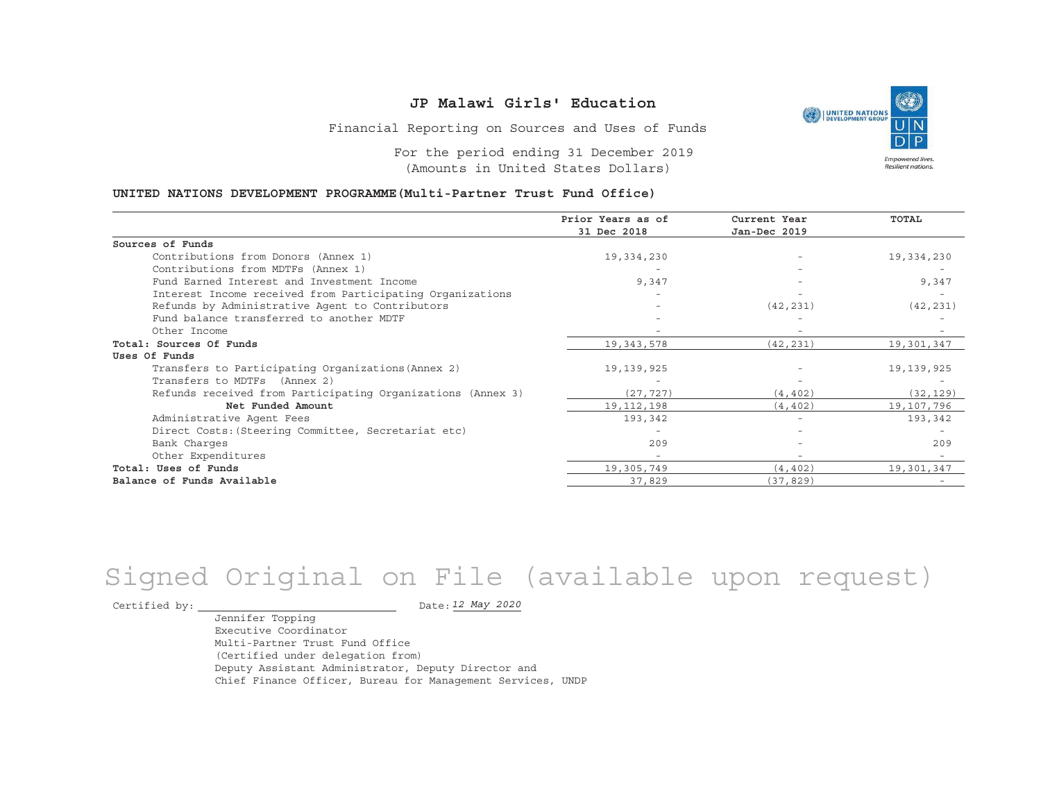# JP Malawi Girls' Education

Financial Reporting on Sources and Uses of Funds

For the period ending 31 December 2019
(Amounts in United States Dollars)

**UNITED NATIONS DEVELOPMENT PROGRAMME(Multi-Partner Trust Fund Office)**

| | Prior Years as of 31 Dec 2018 | Current Year Jan-Dec 2019 | TOTAL |
|---|---|---|---|
| **Sources of Funds** | | | |
| Contributions from Donors (Annex 1) | 19,334,230 | - | 19,334,230 |
| Contributions from MDTFs (Annex 1) | - | - | - |
| Fund Earned Interest and Investment Income | 9,347 | - | 9,347 |
| Interest Income received from Participating Organizations | - | - | - |
| Refunds by Administrative Agent to Contributors | - | (42,231) | (42,231) |
| Fund balance transferred to another MDTF | - | - | - |
| Other Income | - | - | - |
| **Total: Sources Of Funds** | 19,343,578 | (42,231) | 19,301,347 |
| **Uses Of Funds** | | | |
| Transfers to Participating Organizations(Annex 2) | 19,139,925 | - | 19,139,925 |
| Transfers to MDTFs (Annex 2) | - | - | - |
| Refunds received from Participating Organizations (Annex 3) | (27,727) | (4,402) | (32,129) |
| **Net Funded Amount** | 19,112,198 | (4,402) | 19,107,796 |
| Administrative Agent Fees | 193,342 | - | 193,342 |
| Direct Costs:(Steering Committee, Secretariat etc) | - | - | - |
| Bank Charges | 209 | - | 209 |
| Other Expenditures | - | - | - |
| **Total: Uses of Funds** | 19,305,749 | (4,402) | 19,301,347 |
| **Balance of Funds Available** | 37,829 | (37,829) | - |

Signed Original on File (available upon request)

Certified by: ______________________ Date: *12 May 2020*

Jennifer Topping
Executive Coordinator
Multi-Partner Trust Fund Office
(Certified under delegation from)
Deputy Assistant Administrator, Deputy Director and
Chief Finance Officer, Bureau for Management Services, UNDP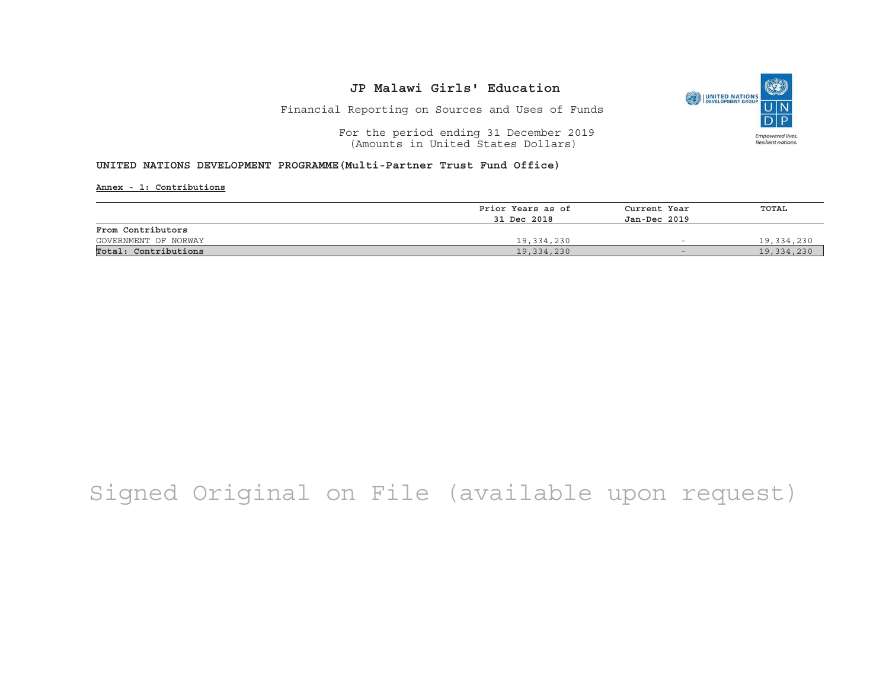# JP Malawi Girls' Education

Financial Reporting on Sources and Uses of Funds

For the period ending 31 December 2019
(Amounts in United States Dollars)

**UNITED NATIONS DEVELOPMENT PROGRAMME(Multi-Partner Trust Fund Office)**

**Annex - 1: Contributions**

| | Prior Years as of 31 Dec 2018 | Current Year Jan-Dec 2019 | TOTAL |
|---|---|---|---|
| **From Contributors** | | | |
| GOVERNMENT OF NORWAY | 19,334,230 | - | 19,334,230 |
| **Total: Contributions** | 19,334,230 | - | 19,334,230 |

Signed Original on File (available upon request)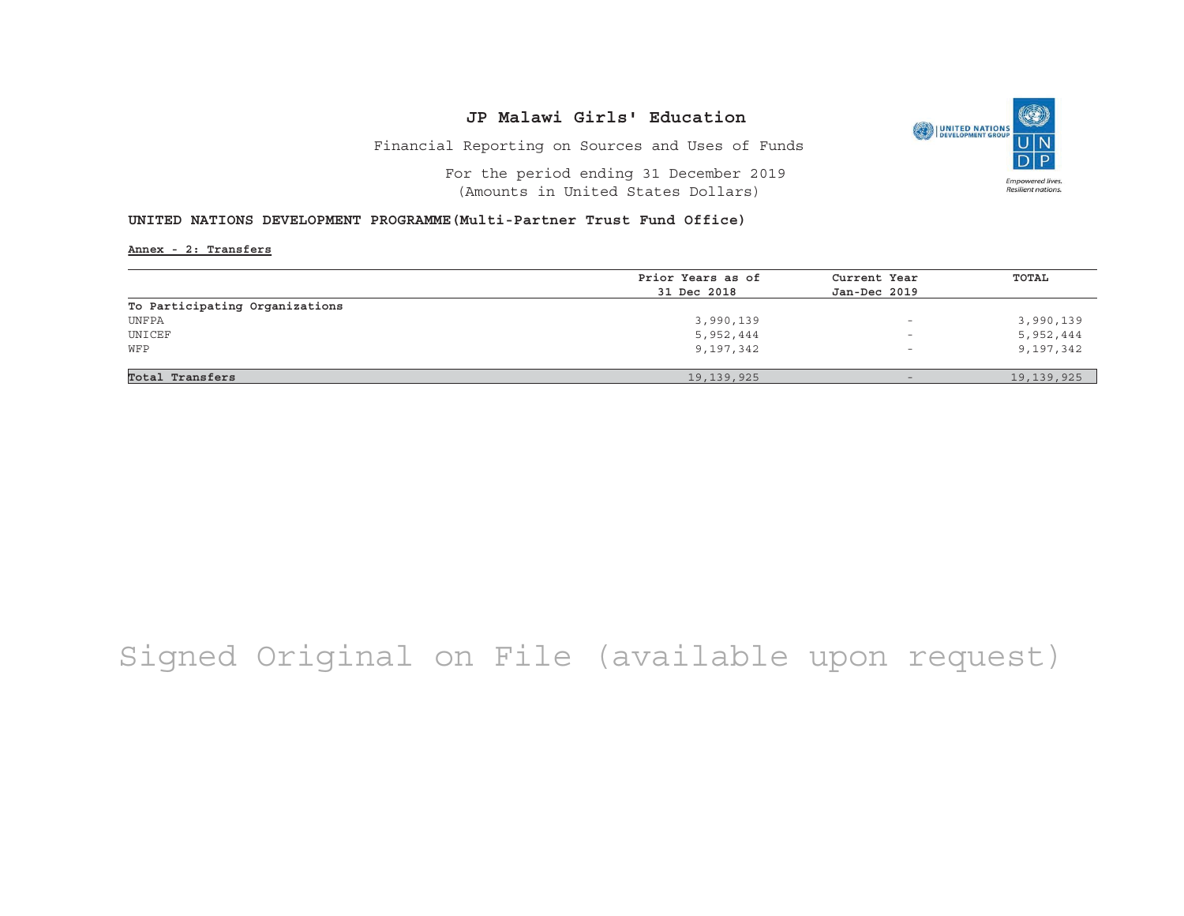# JP Malawi Girls' Education

Financial Reporting on Sources and Uses of Funds

For the period ending 31 December 2019
(Amounts in United States Dollars)

**UNITED NATIONS DEVELOPMENT PROGRAMME(Multi-Partner Trust Fund Office)**

**Annex - 2: Transfers**

| | Prior Years as of 31 Dec 2018 | Current Year Jan-Dec 2019 | TOTAL |
|---|---|---|---|
| **To Participating Organizations** | | | |
| UNFPA | 3,990,139 | - | 3,990,139 |
| UNICEF | 5,952,444 | - | 5,952,444 |
| WFP | 9,197,342 | - | 9,197,342 |
| **Total Transfers** | 19,139,925 | - | 19,139,925 |

Signed Original on File (available upon request)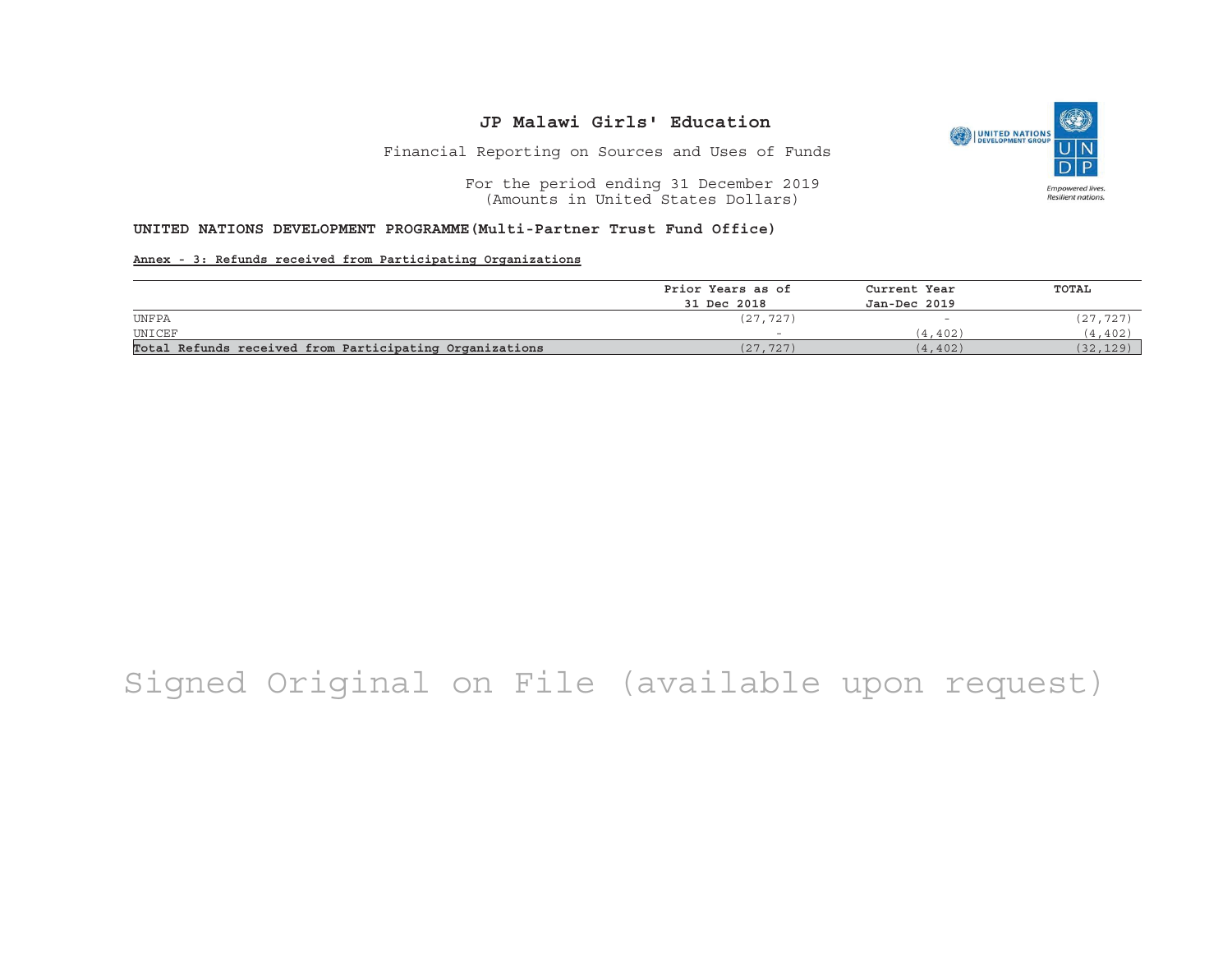# JP Malawi Girls' Education

Financial Reporting on Sources and Uses of Funds

For the period ending 31 December 2019
(Amounts in United States Dollars)

**UNITED NATIONS DEVELOPMENT PROGRAMME(Multi-Partner Trust Fund Office)**

**Annex - 3: Refunds received from Participating Organizations**

| | Prior Years as of 31 Dec 2018 | Current Year Jan-Dec 2019 | TOTAL |
|---|---|---|---|
| UNFPA | (27,727) | - | (27,727) |
| UNICEF | - | (4,402) | (4,402) |
| **Total Refunds received from Participating Organizations** | (27,727) | (4,402) | (32,129) |

Signed Original on File (available upon request)